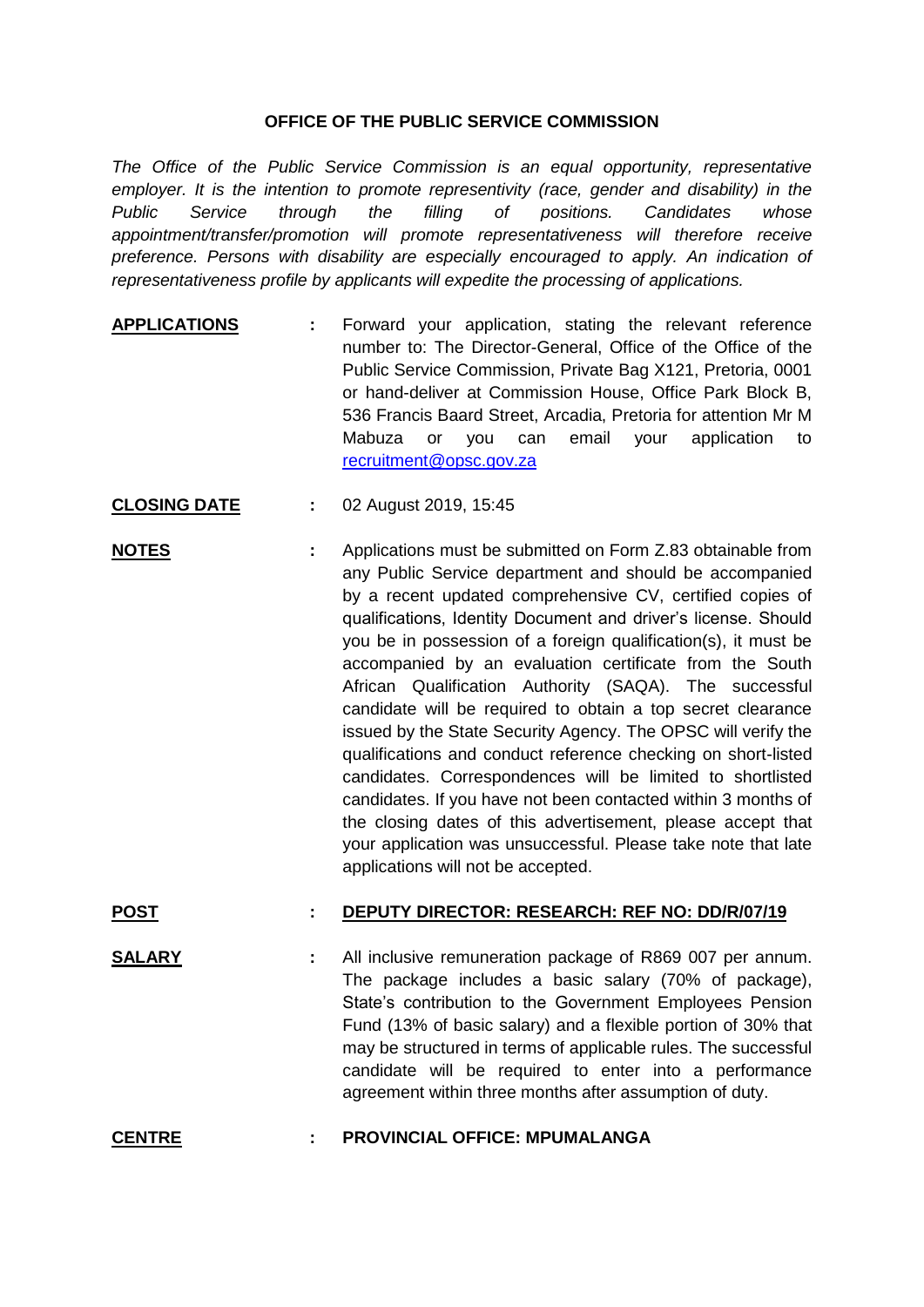# OFFICE OF THE PUBLIC SERVICE COMMISSION

*The Office of the Public Service Commission is an equal opportunity, representative employer. It is the intention to promote representivity (race, gender and disability) in the Public Service through the filling of positions. Candidates whose appointment/transfer/promotion will promote representativeness will therefore receive preference. Persons with disability are especially encouraged to apply. An indication of representativeness profile by applicants will expedite the processing of applications.*

**APPLICATIONS** : Forward your application, stating the relevant reference number to: The Director-General, Office of the Office of the Public Service Commission, Private Bag X121, Pretoria, 0001 or hand-deliver at Commission House, Office Park Block B, 536 Francis Baard Street, Arcadia, Pretoria for attention Mr M Mabuza or you can email your application to recruitment@opsc.gov.za

**CLOSING DATE** : 02 August 2019, 15:45

**NOTES** : Applications must be submitted on Form Z.83 obtainable from any Public Service department and should be accompanied by a recent updated comprehensive CV, certified copies of qualifications, Identity Document and driver's license. Should you be in possession of a foreign qualification(s), it must be accompanied by an evaluation certificate from the South African Qualification Authority (SAQA). The successful candidate will be required to obtain a top secret clearance issued by the State Security Agency. The OPSC will verify the qualifications and conduct reference checking on short-listed candidates. Correspondences will be limited to shortlisted candidates. If you have not been contacted within 3 months of the closing dates of this advertisement, please accept that your application was unsuccessful. Please take note that late applications will not be accepted.

**POST** : **DEPUTY DIRECTOR: RESEARCH: REF NO: DD/R/07/19**

**SALARY** : All inclusive remuneration package of R869 007 per annum. The package includes a basic salary (70% of package), State's contribution to the Government Employees Pension Fund (13% of basic salary) and a flexible portion of 30% that may be structured in terms of applicable rules. The successful candidate will be required to enter into a performance agreement within three months after assumption of duty.

**CENTRE** : **PROVINCIAL OFFICE: MPUMALANGA**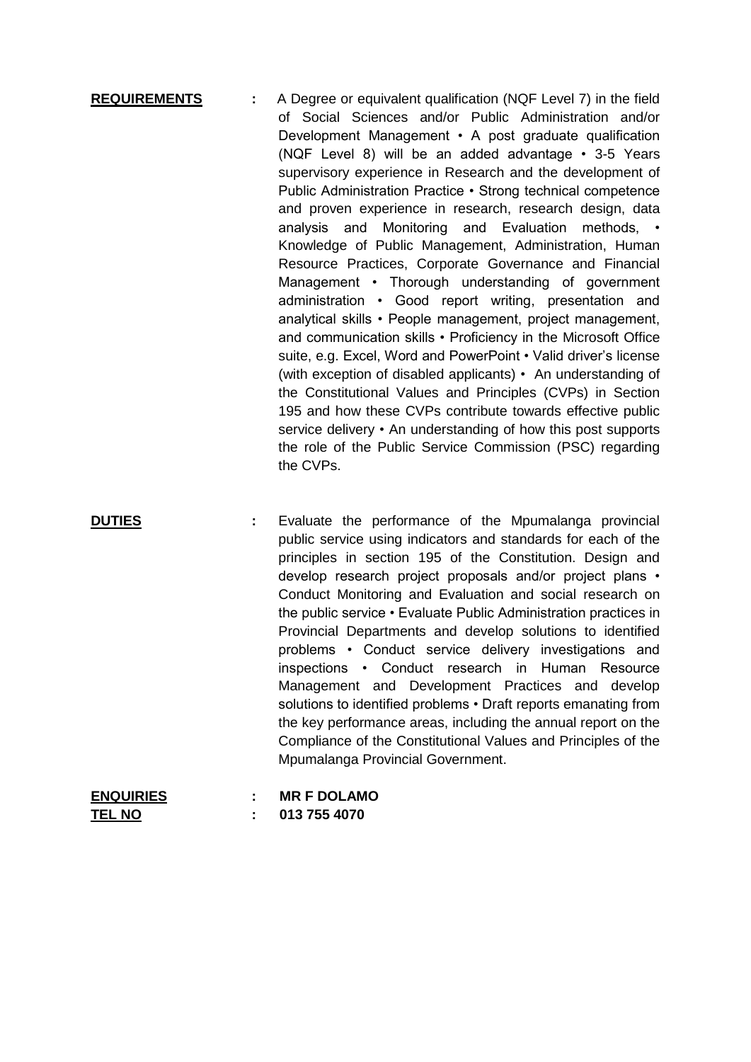**REQUIREMENTS** : A Degree or equivalent qualification (NQF Level 7) in the field of Social Sciences and/or Public Administration and/or Development Management • A post graduate qualification (NQF Level 8) will be an added advantage • 3-5 Years supervisory experience in Research and the development of Public Administration Practice • Strong technical competence and proven experience in research, research design, data analysis and Monitoring and Evaluation methods, • Knowledge of Public Management, Administration, Human Resource Practices, Corporate Governance and Financial Management • Thorough understanding of government administration • Good report writing, presentation and analytical skills • People management, project management, and communication skills • Proficiency in the Microsoft Office suite, e.g. Excel, Word and PowerPoint • Valid driver's license (with exception of disabled applicants) • An understanding of the Constitutional Values and Principles (CVPs) in Section 195 and how these CVPs contribute towards effective public service delivery • An understanding of how this post supports the role of the Public Service Commission (PSC) regarding the CVPs.

**DUTIES** : Evaluate the performance of the Mpumalanga provincial public service using indicators and standards for each of the principles in section 195 of the Constitution. Design and develop research project proposals and/or project plans • Conduct Monitoring and Evaluation and social research on the public service • Evaluate Public Administration practices in Provincial Departments and develop solutions to identified problems • Conduct service delivery investigations and inspections • Conduct research in Human Resource Management and Development Practices and develop solutions to identified problems • Draft reports emanating from the key performance areas, including the annual report on the Compliance of the Constitutional Values and Principles of the Mpumalanga Provincial Government.

**ENQUIRIES** : **MR F DOLAMO**
**TEL NO** : **013 755 4070**